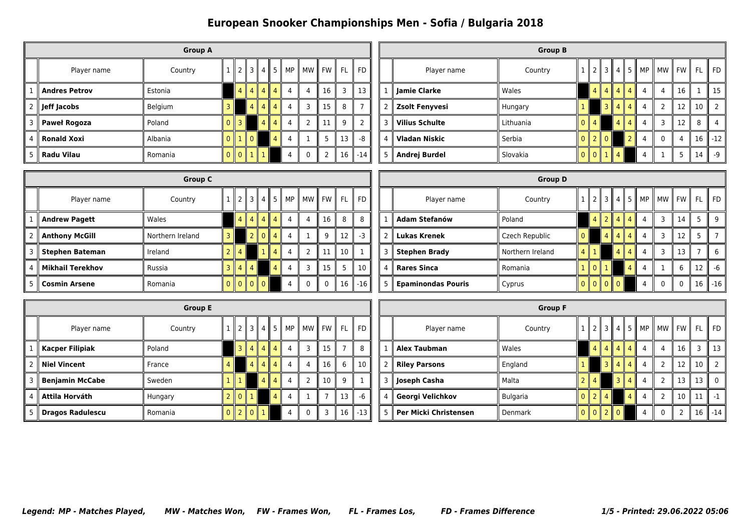# European Snooker Championships Men - Sofia / Bulgaria 2018

### Group A

| | Player name | Country | 1 | 2 | 3 | 4 | 5 | MP | MW | FW | FL | FD |
|---|---|---|---|---|---|---|---|---|---|---|---|---|
| 1 | **Andres Petrov** | Estonia | | 4 | 4 | 4 | 4 | 4 | 4 | 16 | 3 | 13 |
| 2 | **Jeff Jacobs** | Belgium | 3 | | 4 | 4 | 4 | 4 | 3 | 15 | 8 | 7 |
| 3 | **Paweł Rogoza** | Poland | 0 | 3 | | 4 | 4 | 4 | 2 | 11 | 9 | 2 |
| 4 | **Ronald Xoxi** | Albania | 0 | 1 | 0 | | 4 | 4 | 1 | 5 | 13 | -8 |
| 5 | **Radu Vilau** | Romania | 0 | 0 | 1 | 1 | | 4 | 0 | 2 | 16 | -14 |

### Group B

| | Player name | Country | 1 | 2 | 3 | 4 | 5 | MP | MW | FW | FL | FD |
|---|---|---|---|---|---|---|---|---|---|---|---|---|
| 1 | **Jamie Clarke** | Wales | | 4 | 4 | 4 | 4 | 4 | 4 | 16 | 1 | 15 |
| 2 | **Zsolt Fenyvesi** | Hungary | 1 | | 3 | 4 | 4 | 4 | 2 | 12 | 10 | 2 |
| 3 | **Vilius Schulte** | Lithuania | 0 | 4 | | 4 | 4 | 4 | 3 | 12 | 8 | 4 |
| 4 | **Vladan Niskic** | Serbia | 0 | 2 | 0 | | 2 | 4 | 0 | 4 | 16 | -12 |
| 5 | **Andrej Burdel** | Slovakia | 0 | 0 | 1 | 4 | | 4 | 1 | 5 | 14 | -9 |

### Group C

| | Player name | Country | 1 | 2 | 3 | 4 | 5 | MP | MW | FW | FL | FD |
|---|---|---|---|---|---|---|---|---|---|---|---|---|
| 1 | **Andrew Pagett** | Wales | | 4 | 4 | 4 | 4 | 4 | 4 | 16 | 8 | 8 |
| 2 | **Anthony McGill** | Northern Ireland | 3 | | 2 | 0 | 4 | 4 | 1 | 9 | 12 | -3 |
| 3 | **Stephen Bateman** | Ireland | 2 | 4 | | 1 | 4 | 4 | 2 | 11 | 10 | 1 |
| 4 | **Mikhail Terekhov** | Russia | 3 | 4 | 4 | | 4 | 4 | 3 | 15 | 5 | 10 |
| 5 | **Cosmin Arsene** | Romania | 0 | 0 | 0 | 0 | | 4 | 0 | 0 | 16 | -16 |

### Group D

| | Player name | Country | 1 | 2 | 3 | 4 | 5 | MP | MW | FW | FL | FD |
|---|---|---|---|---|---|---|---|---|---|---|---|---|
| 1 | **Adam Stefanów** | Poland | | 4 | 2 | 4 | 4 | 4 | 3 | 14 | 5 | 9 |
| 2 | **Lukas Krenek** | Czech Republic | 0 | | 4 | 4 | 4 | 4 | 3 | 12 | 5 | 7 |
| 3 | **Stephen Brady** | Northern Ireland | 4 | 1 | | 4 | 4 | 4 | 3 | 13 | 7 | 6 |
| 4 | **Rares Sinca** | Romania | 1 | 0 | 1 | | 4 | 4 | 1 | 6 | 12 | -6 |
| 5 | **Epaminondas Pouris** | Cyprus | 0 | 0 | 0 | 0 | | 4 | 0 | 0 | 16 | -16 |

### Group E

| | Player name | Country | 1 | 2 | 3 | 4 | 5 | MP | MW | FW | FL | FD |
|---|---|---|---|---|---|---|---|---|---|---|---|---|
| 1 | **Kacper Filipiak** | Poland | | 3 | 4 | 4 | 4 | 4 | 3 | 15 | 7 | 8 |
| 2 | **Niel Vincent** | France | 4 | | 4 | 4 | 4 | 4 | 4 | 16 | 6 | 10 |
| 3 | **Benjamin McCabe** | Sweden | 1 | 1 | | 4 | 4 | 4 | 2 | 10 | 9 | 1 |
| 4 | **Attila Horváth** | Hungary | 2 | 0 | 1 | | 4 | 4 | 1 | 7 | 13 | -6 |
| 5 | **Dragos Radulescu** | Romania | 0 | 2 | 0 | 1 | | 4 | 0 | 3 | 16 | -13 |

### Group F

| | Player name | Country | 1 | 2 | 3 | 4 | 5 | MP | MW | FW | FL | FD |
|---|---|---|---|---|---|---|---|---|---|---|---|---|
| 1 | **Alex Taubman** | Wales | | 4 | 4 | 4 | 4 | 4 | 4 | 16 | 3 | 13 |
| 2 | **Riley Parsons** | England | 1 | | 3 | 4 | 4 | 4 | 2 | 12 | 10 | 2 |
| 3 | **Joseph Casha** | Malta | 2 | 4 | | 3 | 4 | 4 | 2 | 13 | 13 | 0 |
| 4 | **Georgi Velichkov** | Bulgaria | 0 | 2 | 4 | | 4 | 4 | 2 | 10 | 11 | -1 |
| 5 | **Per Micki Christensen** | Denmark | 0 | 0 | 2 | 0 | | 4 | 0 | 2 | 16 | -14 |

***Legend: MP - Matches Played, MW - Matches Won, FW - Frames Won, FL - Frames Los, FD - Frames Difference***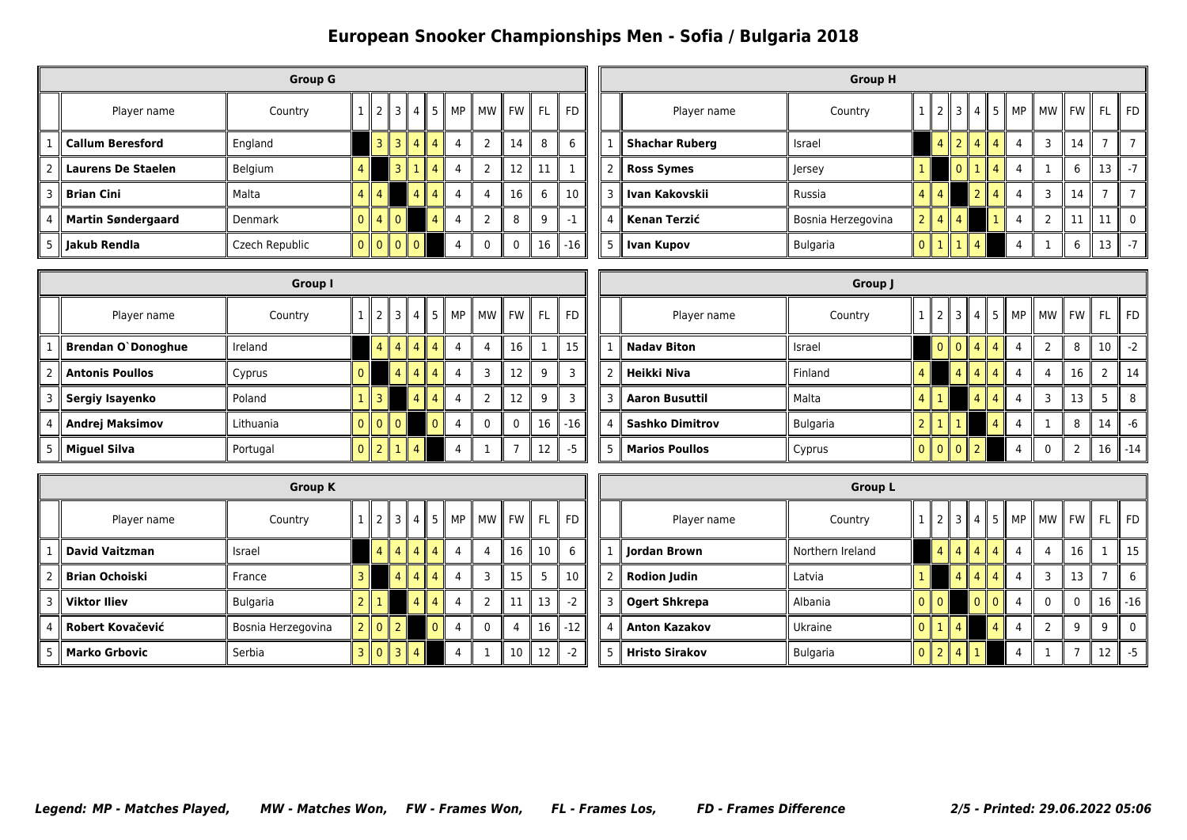# European Snooker Championships Men - Sofia / Bulgaria 2018

## Group G

| | Player name | Country | 1 | 2 | 3 | 4 | 5 | MP | MW | FW | FL | FD |
|---|---|---|---|---|---|---|---|---|---|---|---|---|
| 1 | **Callum Beresford** | England | | 3 | 3 | 4 | 4 | 4 | 2 | 14 | 8 | 6 |
| 2 | **Laurens De Staelen** | Belgium | 4 | | 3 | 1 | 4 | 4 | 2 | 12 | 11 | 1 |
| 3 | **Brian Cini** | Malta | 4 | 4 | | 4 | 4 | 4 | 4 | 16 | 6 | 10 |
| 4 | **Martin Søndergaard** | Denmark | 0 | 4 | 0 | | 4 | 4 | 2 | 8 | 9 | -1 |
| 5 | **Jakub Rendla** | Czech Republic | 0 | 0 | 0 | 0 | | 4 | 0 | 0 | 16 | -16 |

## Group H

| | Player name | Country | 1 | 2 | 3 | 4 | 5 | MP | MW | FW | FL | FD |
|---|---|---|---|---|---|---|---|---|---|---|---|---|
| 1 | **Shachar Ruberg** | Israel | | 4 | 2 | 4 | 4 | 4 | 3 | 14 | 7 | 7 |
| 2 | **Ross Symes** | Jersey | 1 | | 0 | 1 | 4 | 4 | 1 | 6 | 13 | -7 |
| 3 | **Ivan Kakovskii** | Russia | 4 | 4 | | 2 | 4 | 4 | 3 | 14 | 7 | 7 |
| 4 | **Kenan Terzić** | Bosnia Herzegovina | 2 | 4 | 4 | | 1 | 4 | 2 | 11 | 11 | 0 |
| 5 | **Ivan Kupov** | Bulgaria | 0 | 1 | 1 | 4 | | 4 | 1 | 6 | 13 | -7 |

## Group I

| | Player name | Country | 1 | 2 | 3 | 4 | 5 | MP | MW | FW | FL | FD |
|---|---|---|---|---|---|---|---|---|---|---|---|---|
| 1 | **Brendan O`Donoghue** | Ireland | | 4 | 4 | 4 | 4 | 4 | 4 | 16 | 1 | 15 |
| 2 | **Antonis Poullos** | Cyprus | 0 | | 4 | 4 | 4 | 4 | 3 | 12 | 9 | 3 |
| 3 | **Sergiy Isayenko** | Poland | 1 | 3 | | 4 | 4 | 4 | 2 | 12 | 9 | 3 |
| 4 | **Andrej Maksimov** | Lithuania | 0 | 0 | 0 | | 0 | 4 | 0 | 0 | 16 | -16 |
| 5 | **Miguel Silva** | Portugal | 0 | 2 | 1 | 4 | | 4 | 1 | 7 | 12 | -5 |

## Group J

| | Player name | Country | 1 | 2 | 3 | 4 | 5 | MP | MW | FW | FL | FD |
|---|---|---|---|---|---|---|---|---|---|---|---|---|
| 1 | **Nadav Biton** | Israel | | 0 | 0 | 4 | 4 | 4 | 2 | 8 | 10 | -2 |
| 2 | **Heikki Niva** | Finland | 4 | | 4 | 4 | 4 | 4 | 4 | 16 | 2 | 14 |
| 3 | **Aaron Busuttil** | Malta | 4 | 1 | | 4 | 4 | 4 | 3 | 13 | 5 | 8 |
| 4 | **Sashko Dimitrov** | Bulgaria | 2 | 1 | 1 | | 4 | 4 | 1 | 8 | 14 | -6 |
| 5 | **Marios Poullos** | Cyprus | 0 | 0 | 0 | 2 | | 4 | 0 | 2 | 16 | -14 |

## Group K

| | Player name | Country | 1 | 2 | 3 | 4 | 5 | MP | MW | FW | FL | FD |
|---|---|---|---|---|---|---|---|---|---|---|---|---|
| 1 | **David Vaitzman** | Israel | | 4 | 4 | 4 | 4 | 4 | 4 | 16 | 10 | 6 |
| 2 | **Brian Ochoiski** | France | 3 | | 4 | 4 | 4 | 4 | 3 | 15 | 5 | 10 |
| 3 | **Viktor Iliev** | Bulgaria | 2 | 1 | | 4 | 4 | 4 | 2 | 11 | 13 | -2 |
| 4 | **Robert Kovačević** | Bosnia Herzegovina | 2 | 0 | 2 | | 0 | 4 | 0 | 4 | 16 | -12 |
| 5 | **Marko Grbovic** | Serbia | 3 | 0 | 3 | 4 | | 4 | 1 | 10 | 12 | -2 |

## Group L

| | Player name | Country | 1 | 2 | 3 | 4 | 5 | MP | MW | FW | FL | FD |
|---|---|---|---|---|---|---|---|---|---|---|---|---|
| 1 | **Jordan Brown** | Northern Ireland | | 4 | 4 | 4 | 4 | 4 | 4 | 16 | 1 | 15 |
| 2 | **Rodion Judin** | Latvia | 1 | | 4 | 4 | 4 | 4 | 3 | 13 | 7 | 6 |
| 3 | **Ogert Shkrepa** | Albania | 0 | 0 | | 0 | 0 | 4 | 0 | 0 | 16 | -16 |
| 4 | **Anton Kazakov** | Ukraine | 0 | 1 | 4 | | 4 | 4 | 2 | 9 | 9 | 0 |
| 5 | **Hristo Sirakov** | Bulgaria | 0 | 2 | 4 | 1 | | 4 | 1 | 7 | 12 | -5 |

***Legend: MP - Matches Played, MW - Matches Won, FW - Frames Won, FL - Frames Los, FD - Frames Difference***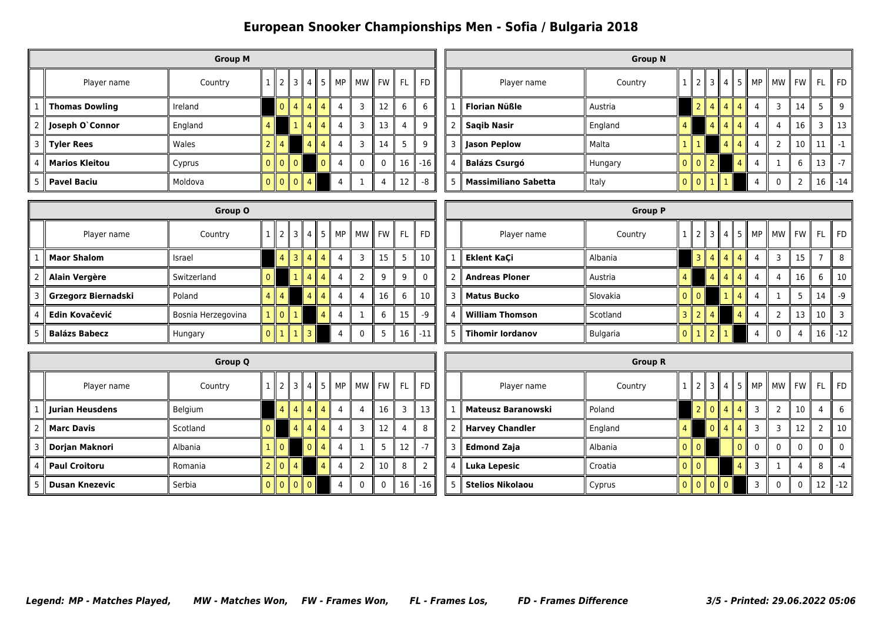# European Snooker Championships Men - Sofia / Bulgaria 2018

## Group M

| | Player name | Country | 1 | 2 | 3 | 4 | 5 | MP | MW | FW | FL | FD |
|---|---|---|---|---|---|---|---|---|---|---|---|---|
| 1 | **Thomas Dowling** | Ireland | | 0 | 4 | 4 | 4 | 4 | 3 | 12 | 6 | 6 |
| 2 | **Joseph O`Connor** | England | 4 | | 1 | 4 | 4 | 4 | 3 | 13 | 4 | 9 |
| 3 | **Tyler Rees** | Wales | 2 | 4 | | 4 | 4 | 4 | 3 | 14 | 5 | 9 |
| 4 | **Marios Kleitou** | Cyprus | 0 | 0 | 0 | | 0 | 4 | 0 | 0 | 16 | -16 |
| 5 | **Pavel Baciu** | Moldova | 0 | 0 | 0 | 4 | | 4 | 1 | 4 | 12 | -8 |

## Group N

| | Player name | Country | 1 | 2 | 3 | 4 | 5 | MP | MW | FW | FL | FD |
|---|---|---|---|---|---|---|---|---|---|---|---|---|
| 1 | **Florian Nüßle** | Austria | | 2 | 4 | 4 | 4 | 4 | 3 | 14 | 5 | 9 |
| 2 | **Saqib Nasir** | England | 4 | | 4 | 4 | 4 | 4 | 4 | 16 | 3 | 13 |
| 3 | **Jason Peplow** | Malta | 1 | 1 | | 4 | 4 | 4 | 2 | 10 | 11 | -1 |
| 4 | **Balázs Csurgó** | Hungary | 0 | 0 | 2 | | 4 | 4 | 1 | 6 | 13 | -7 |
| 5 | **Massimiliano Sabetta** | Italy | 0 | 0 | 1 | 1 | | 4 | 0 | 2 | 16 | -14 |

## Group O

| | Player name | Country | 1 | 2 | 3 | 4 | 5 | MP | MW | FW | FL | FD |
|---|---|---|---|---|---|---|---|---|---|---|---|---|
| 1 | **Maor Shalom** | Israel | | 4 | 3 | 4 | 4 | 4 | 3 | 15 | 5 | 10 |
| 2 | **Alain Vergère** | Switzerland | 0 | | 1 | 4 | 4 | 4 | 2 | 9 | 9 | 0 |
| 3 | **Grzegorz Biernadski** | Poland | 4 | 4 | | 4 | 4 | 4 | 4 | 16 | 6 | 10 |
| 4 | **Edin Kovačević** | Bosnia Herzegovina | 1 | 0 | 1 | | 4 | 4 | 1 | 6 | 15 | -9 |
| 5 | **Balázs Babecz** | Hungary | 0 | 1 | 1 | 3 | | 4 | 0 | 5 | 16 | -11 |

## Group P

| | Player name | Country | 1 | 2 | 3 | 4 | 5 | MP | MW | FW | FL | FD |
|---|---|---|---|---|---|---|---|---|---|---|---|---|
| 1 | **Eklent KaÇi** | Albania | | 3 | 4 | 4 | 4 | 4 | 3 | 15 | 7 | 8 |
| 2 | **Andreas Ploner** | Austria | 4 | | 4 | 4 | 4 | 4 | 4 | 16 | 6 | 10 |
| 3 | **Matus Bucko** | Slovakia | 0 | 0 | | 1 | 4 | 4 | 1 | 5 | 14 | -9 |
| 4 | **William Thomson** | Scotland | 3 | 2 | 4 | | 4 | 4 | 2 | 13 | 10 | 3 |
| 5 | **Tihomir Iordanov** | Bulgaria | 0 | 1 | 2 | 1 | | 4 | 0 | 4 | 16 | -12 |

## Group Q

| | Player name | Country | 1 | 2 | 3 | 4 | 5 | MP | MW | FW | FL | FD |
|---|---|---|---|---|---|---|---|---|---|---|---|---|
| 1 | **Jurian Heusdens** | Belgium | | 4 | 4 | 4 | 4 | 4 | 4 | 16 | 3 | 13 |
| 2 | **Marc Davis** | Scotland | 0 | | 4 | 4 | 4 | 4 | 3 | 12 | 4 | 8 |
| 3 | **Dorjan Maknori** | Albania | 1 | 0 | | 0 | 4 | 4 | 1 | 5 | 12 | -7 |
| 4 | **Paul Croitoru** | Romania | 2 | 0 | 4 | | 4 | 4 | 2 | 10 | 8 | 2 |
| 5 | **Dusan Knezevic** | Serbia | 0 | 0 | 0 | 0 | | 4 | 0 | 0 | 16 | -16 |

## Group R

| | Player name | Country | 1 | 2 | 3 | 4 | 5 | MP | MW | FW | FL | FD |
|---|---|---|---|---|---|---|---|---|---|---|---|---|
| 1 | **Mateusz Baranowski** | Poland | | 2 | 0 | 4 | 4 | 3 | 2 | 10 | 4 | 6 |
| 2 | **Harvey Chandler** | England | 4 | | 0 | 4 | 4 | 3 | 3 | 12 | 2 | 10 |
| 3 | **Edmond Zaja** | Albania | 0 | 0 | | | 0 | 0 | 0 | 0 | 0 | 0 |
| 4 | **Luka Lepesic** | Croatia | 0 | 0 | | | 4 | 3 | 1 | 4 | 8 | -4 |
| 5 | **Stelios Nikolaou** | Cyprus | 0 | 0 | 0 | 0 | | 3 | 0 | 0 | 12 | -12 |

*Legend: MP - Matches Played, MW - Matches Won, FW - Frames Won, FL - Frames Los, FD - Frames Difference*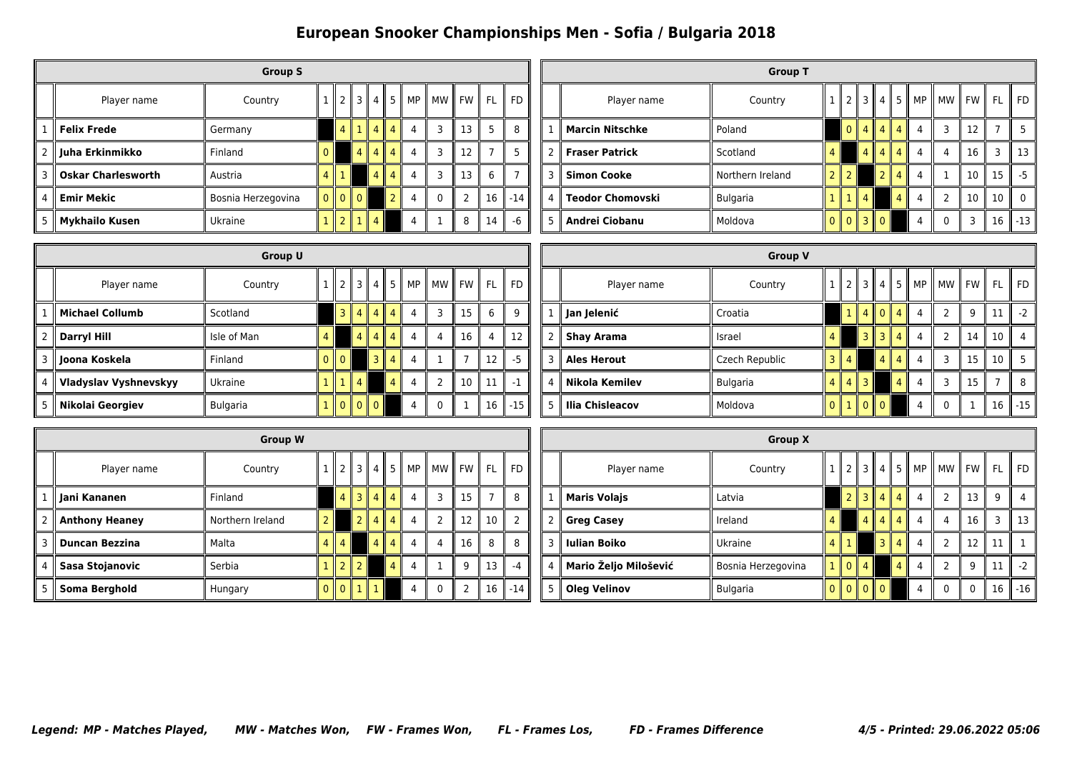# European Snooker Championships Men - Sofia / Bulgaria 2018

### Group S

| | Player name | Country | 1 | 2 | 3 | 4 | 5 | MP | MW | FW | FL | FD |
|---|---|---|---|---|---|---|---|---|---|---|---|---|
| 1 | **Felix Frede** | Germany | | 4 | 1 | 4 | 4 | 4 | 3 | 13 | 5 | 8 |
| 2 | **Juha Erkinmikko** | Finland | 0 | | 4 | 4 | 4 | 4 | 3 | 12 | 7 | 5 |
| 3 | **Oskar Charlesworth** | Austria | 4 | 1 | | 4 | 4 | 4 | 3 | 13 | 6 | 7 |
| 4 | **Emir Mekic** | Bosnia Herzegovina | 0 | 0 | 0 | | 2 | 4 | 0 | 2 | 16 | -14 |
| 5 | **Mykhailo Kusen** | Ukraine | 1 | 2 | 1 | 4 | | 4 | 1 | 8 | 14 | -6 |

### Group T

| | Player name | Country | 1 | 2 | 3 | 4 | 5 | MP | MW | FW | FL | FD |
|---|---|---|---|---|---|---|---|---|---|---|---|---|
| 1 | **Marcin Nitschke** | Poland | | 0 | 4 | 4 | 4 | 4 | 3 | 12 | 7 | 5 |
| 2 | **Fraser Patrick** | Scotland | 4 | | 4 | 4 | 4 | 4 | 4 | 16 | 3 | 13 |
| 3 | **Simon Cooke** | Northern Ireland | 2 | 2 | | 2 | 4 | 4 | 1 | 10 | 15 | -5 |
| 4 | **Teodor Chomovski** | Bulgaria | 1 | 1 | 4 | | 4 | 4 | 2 | 10 | 10 | 0 |
| 5 | **Andrei Ciobanu** | Moldova | 0 | 0 | 3 | 0 | | 4 | 0 | 3 | 16 | -13 |

### Group U

| | Player name | Country | 1 | 2 | 3 | 4 | 5 | MP | MW | FW | FL | FD |
|---|---|---|---|---|---|---|---|---|---|---|---|---|
| 1 | **Michael Collumb** | Scotland | | 3 | 4 | 4 | 4 | 4 | 3 | 15 | 6 | 9 |
| 2 | **Darryl Hill** | Isle of Man | 4 | | 4 | 4 | 4 | 4 | 4 | 16 | 4 | 12 |
| 3 | **Joona Koskela** | Finland | 0 | 0 | | 3 | 4 | 4 | 1 | 7 | 12 | -5 |
| 4 | **Vladyslav Vyshnevskyy** | Ukraine | 1 | 1 | 4 | | 4 | 4 | 2 | 10 | 11 | -1 |
| 5 | **Nikolai Georgiev** | Bulgaria | 1 | 0 | 0 | 0 | | 4 | 0 | 1 | 16 | -15 |

### Group V

| | Player name | Country | 1 | 2 | 3 | 4 | 5 | MP | MW | FW | FL | FD |
|---|---|---|---|---|---|---|---|---|---|---|---|---|
| 1 | **Jan Jelenić** | Croatia | | 1 | 4 | 0 | 4 | 4 | 2 | 9 | 11 | -2 |
| 2 | **Shay Arama** | Israel | 4 | | 3 | 3 | 4 | 4 | 2 | 14 | 10 | 4 |
| 3 | **Ales Herout** | Czech Republic | 3 | 4 | | 4 | 4 | 4 | 3 | 15 | 10 | 5 |
| 4 | **Nikola Kemilev** | Bulgaria | 4 | 4 | 3 | | 4 | 4 | 3 | 15 | 7 | 8 |
| 5 | **Ilia Chisleacov** | Moldova | 0 | 1 | 0 | 0 | | 4 | 0 | 1 | 16 | -15 |

### Group W

| | Player name | Country | 1 | 2 | 3 | 4 | 5 | MP | MW | FW | FL | FD |
|---|---|---|---|---|---|---|---|---|---|---|---|---|
| 1 | **Jani Kananen** | Finland | | 4 | 3 | 4 | 4 | 4 | 3 | 15 | 7 | 8 |
| 2 | **Anthony Heaney** | Northern Ireland | 2 | | 2 | 4 | 4 | 4 | 2 | 12 | 10 | 2 |
| 3 | **Duncan Bezzina** | Malta | 4 | 4 | | 4 | 4 | 4 | 4 | 16 | 8 | 8 |
| 4 | **Sasa Stojanovic** | Serbia | 1 | 2 | 2 | | 4 | 4 | 1 | 9 | 13 | -4 |
| 5 | **Soma Berghold** | Hungary | 0 | 0 | 1 | 1 | | 4 | 0 | 2 | 16 | -14 |

### Group X

| | Player name | Country | 1 | 2 | 3 | 4 | 5 | MP | MW | FW | FL | FD |
|---|---|---|---|---|---|---|---|---|---|---|---|---|
| 1 | **Maris Volajs** | Latvia | | 2 | 3 | 4 | 4 | 4 | 2 | 13 | 9 | 4 |
| 2 | **Greg Casey** | Ireland | 4 | | 4 | 4 | 4 | 4 | 4 | 16 | 3 | 13 |
| 3 | **Iulian Boiko** | Ukraine | 4 | 1 | | 3 | 4 | 4 | 2 | 12 | 11 | 1 |
| 4 | **Mario Željo Milošević** | Bosnia Herzegovina | 1 | 0 | 4 | | 4 | 4 | 2 | 9 | 11 | -2 |
| 5 | **Oleg Velinov** | Bulgaria | 0 | 0 | 0 | 0 | | 4 | 0 | 0 | 16 | -16 |

*Legend: MP - Matches Played, MW - Matches Won, FW - Frames Won, FL - Frames Los, FD - Frames Difference*

*Printed: 29.06.2022 05:06*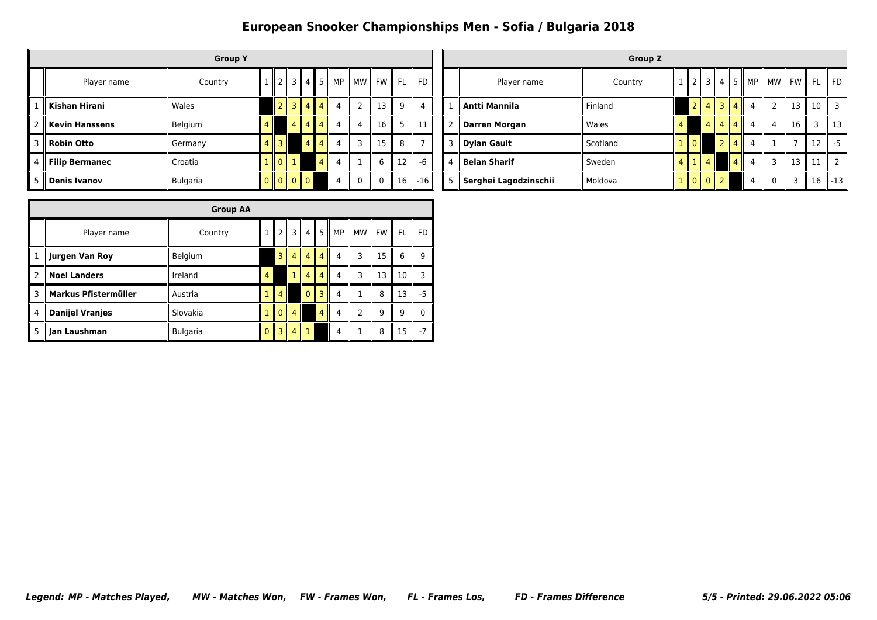# European Snooker Championships Men - Sofia / Bulgaria 2018

## Group Y

| | Player name | Country | 1 | 2 | 3 | 4 | 5 | MP | MW | FW | FL | FD |
|---|---|---|---|---|---|---|---|---|---|---|---|---|
| 1 | **Kishan Hirani** | Wales | | 2 | 3 | 4 | 4 | 4 | 2 | 13 | 9 | 4 |
| 2 | **Kevin Hanssens** | Belgium | 4 | | 4 | 4 | 4 | 4 | 4 | 16 | 5 | 11 |
| 3 | **Robin Otto** | Germany | 4 | 3 | | 4 | 4 | 4 | 3 | 15 | 8 | 7 |
| 4 | **Filip Bermanec** | Croatia | 1 | 0 | 1 | | 4 | 4 | 1 | 6 | 12 | -6 |
| 5 | **Denis Ivanov** | Bulgaria | 0 | 0 | 0 | 0 | | 4 | 0 | 0 | 16 | -16 |

## Group Z

| | Player name | Country | 1 | 2 | 3 | 4 | 5 | MP | MW | FW | FL | FD |
|---|---|---|---|---|---|---|---|---|---|---|---|---|
| 1 | **Antti Mannila** | Finland | | 2 | 4 | 3 | 4 | 4 | 2 | 13 | 10 | 3 |
| 2 | **Darren Morgan** | Wales | 4 | | 4 | 4 | 4 | 4 | 4 | 16 | 3 | 13 |
| 3 | **Dylan Gault** | Scotland | 1 | 0 | | 2 | 4 | 4 | 1 | 7 | 12 | -5 |
| 4 | **Belan Sharif** | Sweden | 4 | 1 | 4 | | 4 | 4 | 3 | 13 | 11 | 2 |
| 5 | **Serghei Lagodzinschii** | Moldova | 1 | 0 | 0 | 2 | | 4 | 0 | 3 | 16 | -13 |

## Group AA

| | Player name | Country | 1 | 2 | 3 | 4 | 5 | MP | MW | FW | FL | FD |
|---|---|---|---|---|---|---|---|---|---|---|---|---|
| 1 | **Jurgen Van Roy** | Belgium | | 3 | 4 | 4 | 4 | 4 | 3 | 15 | 6 | 9 |
| 2 | **Noel Landers** | Ireland | 4 | | 1 | 4 | 4 | 4 | 3 | 13 | 10 | 3 |
| 3 | **Markus Pfistermüller** | Austria | 1 | 4 | | 0 | 3 | 4 | 1 | 8 | 13 | -5 |
| 4 | **Danijel Vranjes** | Slovakia | 1 | 0 | 4 | | 4 | 4 | 2 | 9 | 9 | 0 |
| 5 | **Jan Laushman** | Bulgaria | 0 | 3 | 4 | 1 | | 4 | 1 | 8 | 15 | -7 |

***Legend: MP - Matches Played, MW - Matches Won, FW - Frames Won, FL - Frames Los, FD - Frames Difference***

***Printed: 29.06.2022 05:06***